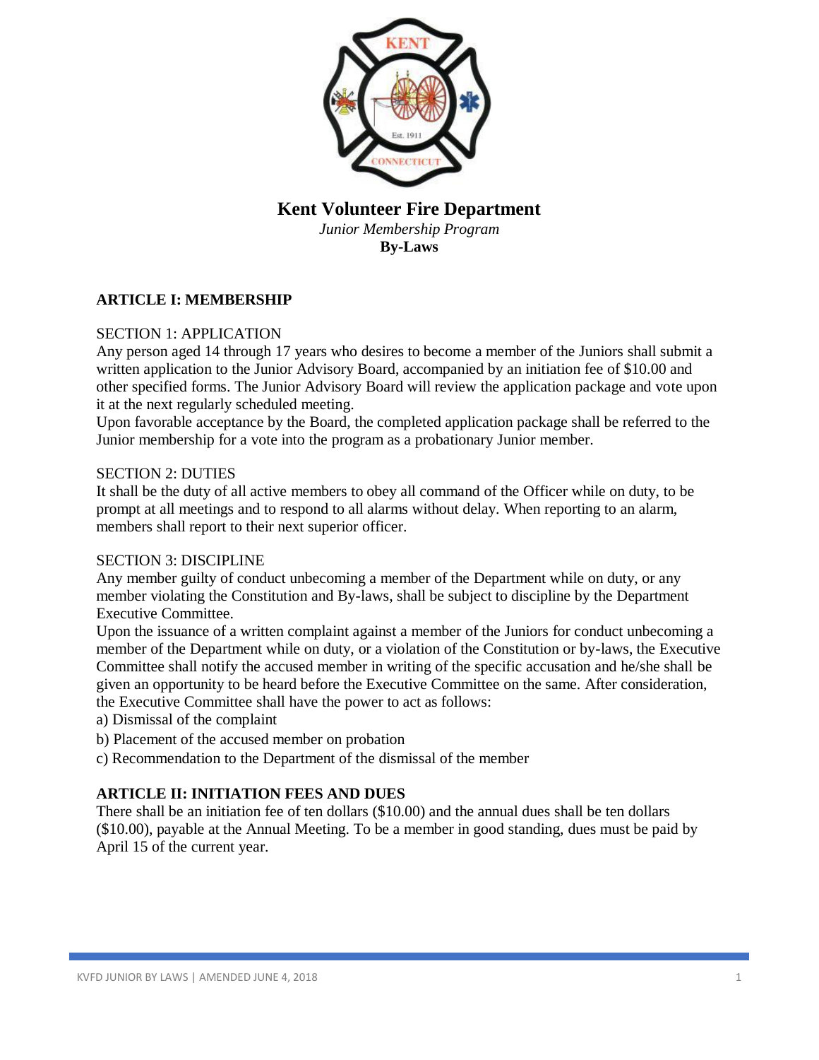# Kent Volunteer Fire Department

*Junior Membership Program*

**By-Laws**

## ARTICLE I: MEMBERSHIP

SECTION 1: APPLICATION

Any person aged 14 through 17 years who desires to become a member of the Juniors shall submit a written application to the Junior Advisory Board, accompanied by an initiation fee of $10.00 and other specified forms. The Junior Advisory Board will review the application package and vote upon it at the next regularly scheduled meeting.

Upon favorable acceptance by the Board, the completed application package shall be referred to the Junior membership for a vote into the program as a probationary Junior member.

SECTION 2: DUTIES

It shall be the duty of all active members to obey all command of the Officer while on duty, to be prompt at all meetings and to respond to all alarms without delay. When reporting to an alarm, members shall report to their next superior officer.

SECTION 3: DISCIPLINE

Any member guilty of conduct unbecoming a member of the Department while on duty, or any member violating the Constitution and By-laws, shall be subject to discipline by the Department Executive Committee.

Upon the issuance of a written complaint against a member of the Juniors for conduct unbecoming a member of the Department while on duty, or a violation of the Constitution or by-laws, the Executive Committee shall notify the accused member in writing of the specific accusation and he/she shall be given an opportunity to be heard before the Executive Committee on the same. After consideration, the Executive Committee shall have the power to act as follows:

a) Dismissal of the complaint

b) Placement of the accused member on probation

c) Recommendation to the Department of the dismissal of the member

## ARTICLE II: INITIATION FEES AND DUES

There shall be an initiation fee of ten dollars ($10.00) and the annual dues shall be ten dollars ($10.00), payable at the Annual Meeting. To be a member in good standing, dues must be paid by April 15 of the current year.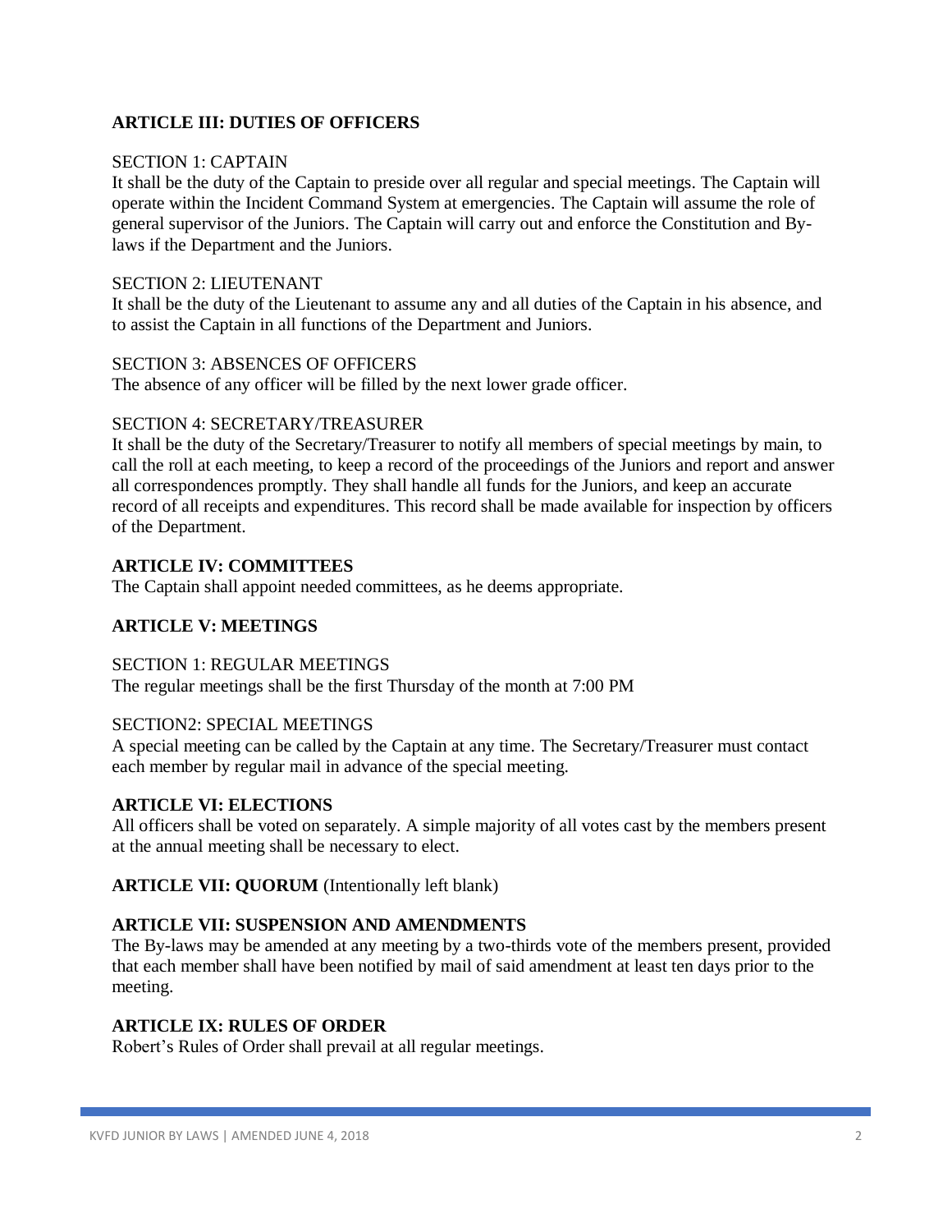## ARTICLE III: DUTIES OF OFFICERS

SECTION 1: CAPTAIN

It shall be the duty of the Captain to preside over all regular and special meetings. The Captain will operate within the Incident Command System at emergencies. The Captain will assume the role of general supervisor of the Juniors. The Captain will carry out and enforce the Constitution and By-laws if the Department and the Juniors.

SECTION 2: LIEUTENANT

It shall be the duty of the Lieutenant to assume any and all duties of the Captain in his absence, and to assist the Captain in all functions of the Department and Juniors.

SECTION 3: ABSENCES OF OFFICERS

The absence of any officer will be filled by the next lower grade officer.

SECTION 4: SECRETARY/TREASURER

It shall be the duty of the Secretary/Treasurer to notify all members of special meetings by main, to call the roll at each meeting, to keep a record of the proceedings of the Juniors and report and answer all correspondences promptly. They shall handle all funds for the Juniors, and keep an accurate record of all receipts and expenditures. This record shall be made available for inspection by officers of the Department.

## ARTICLE IV: COMMITTEES

The Captain shall appoint needed committees, as he deems appropriate.

## ARTICLE V: MEETINGS

SECTION 1: REGULAR MEETINGS

The regular meetings shall be the first Thursday of the month at 7:00 PM

SECTION2: SPECIAL MEETINGS

A special meeting can be called by the Captain at any time. The Secretary/Treasurer must contact each member by regular mail in advance of the special meeting.

## ARTICLE VI: ELECTIONS

All officers shall be voted on separately. A simple majority of all votes cast by the members present at the annual meeting shall be necessary to elect.

**ARTICLE VII: QUORUM** (Intentionally left blank)

## ARTICLE VII: SUSPENSION AND AMENDMENTS

The By-laws may be amended at any meeting by a two-thirds vote of the members present, provided that each member shall have been notified by mail of said amendment at least ten days prior to the meeting.

## ARTICLE IX: RULES OF ORDER

Robert's Rules of Order shall prevail at all regular meetings.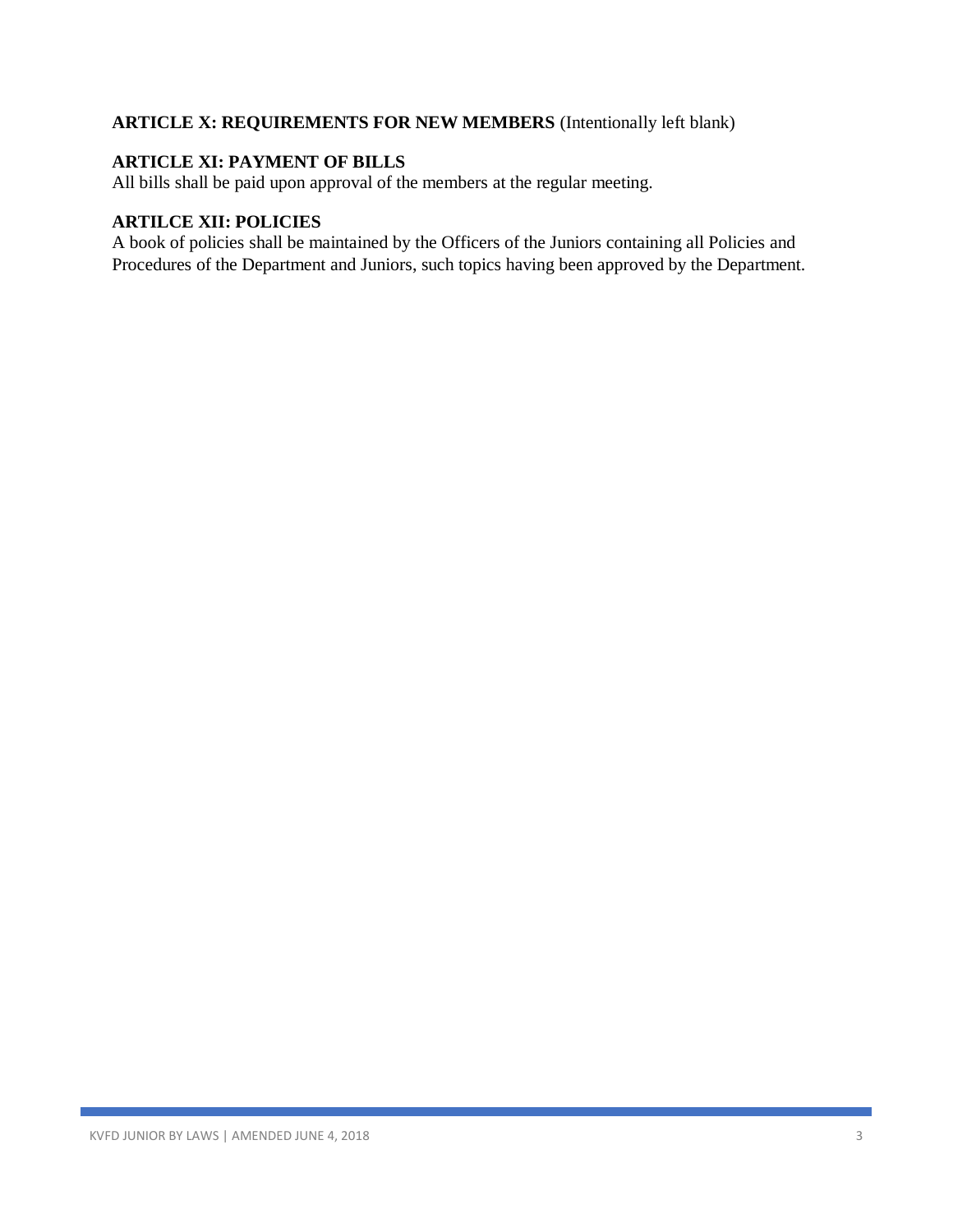**ARTICLE X: REQUIREMENTS FOR NEW MEMBERS** (Intentionally left blank)

**ARTICLE XI: PAYMENT OF BILLS**

All bills shall be paid upon approval of the members at the regular meeting.

**ARTILCE XII: POLICIES**

A book of policies shall be maintained by the Officers of the Juniors containing all Policies and Procedures of the Department and Juniors, such topics having been approved by the Department.